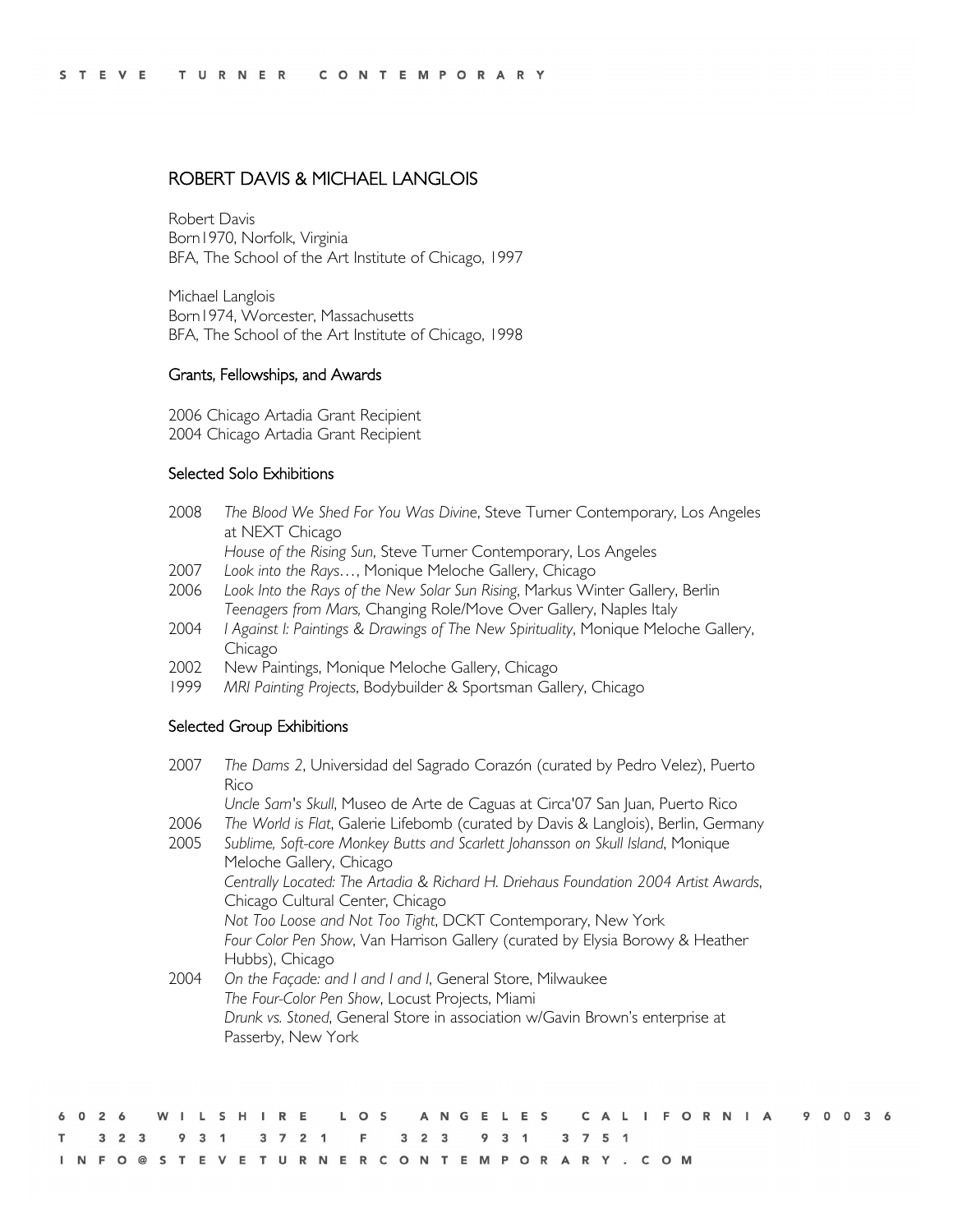# ROBERT DAVIS & MICHAEL LANGLOIS

Robert Davis
Born1970, Norfolk, Virginia
BFA, The School of the Art Institute of Chicago, 1997

Michael Langlois
Born1974, Worcester, Massachusetts
BFA, The School of the Art Institute of Chicago, 1998

## Grants, Fellowships, and Awards

2006 Chicago Artadia Grant Recipient
2004 Chicago Artadia Grant Recipient

## Selected Solo Exhibitions

2008 *The Blood We Shed For You Was Divine*, Steve Turner Contemporary, Los Angeles at NEXT Chicago
*House of the Rising Sun*, Steve Turner Contemporary, Los Angeles
2007 *Look into the Rays…*, Monique Meloche Gallery, Chicago
2006 *Look Into the Rays of the New Solar Sun Rising*, Markus Winter Gallery, Berlin
*Teenagers from Mars,* Changing Role/Move Over Gallery, Naples Italy
2004 *I Against I: Paintings & Drawings of The New Spirituality*, Monique Meloche Gallery, Chicago
2002 New Paintings, Monique Meloche Gallery, Chicago
1999 *MRI Painting Projects*, Bodybuilder & Sportsman Gallery, Chicago

## Selected Group Exhibitions

2007 *The Dams 2*, Universidad del Sagrado Corazón (curated by Pedro Velez), Puerto Rico
*Uncle Sam's Skull*, Museo de Arte de Caguas at Circa'07 San Juan, Puerto Rico
2006 *The World is Flat*, Galerie Lifebomb (curated by Davis & Langlois), Berlin, Germany
2005 *Sublime, Soft-core Monkey Butts and Scarlett Johansson on Skull Island*, Monique Meloche Gallery, Chicago
*Centrally Located: The Artadia & Richard H. Driehaus Foundation 2004 Artist Awards*, Chicago Cultural Center, Chicago
*Not Too Loose and Not Too Tight*, DCKT Contemporary, New York
*Four Color Pen Show*, Van Harrison Gallery (curated by Elysia Borowy & Heather Hubbs), Chicago
2004 *On the Façade: and I and I and I*, General Store, Milwaukee
*The Four-Color Pen Show*, Locust Projects, Miami
*Drunk vs. Stoned*, General Store in association w/Gavin Brown's enterprise at Passerby, New York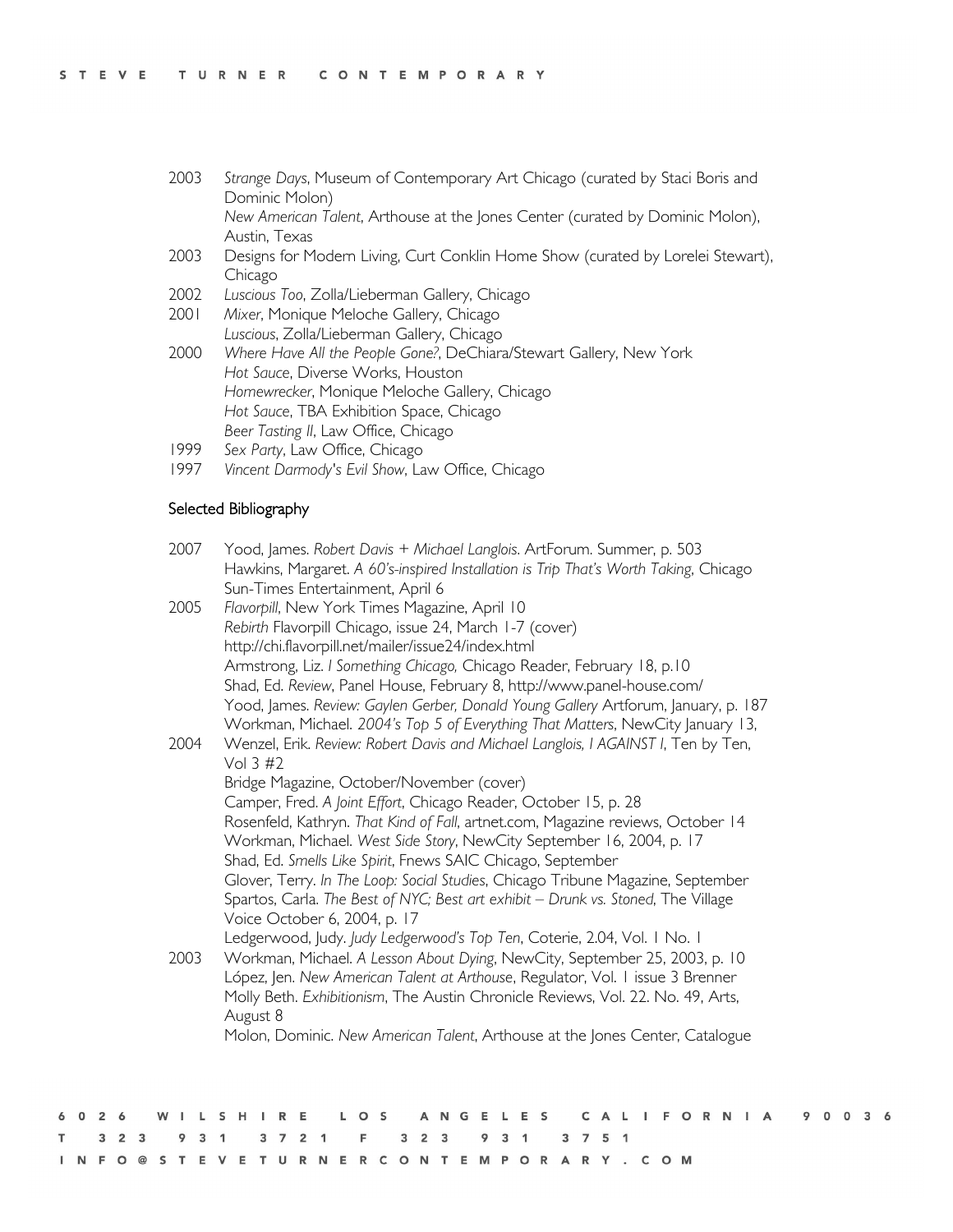2003 *Strange Days*, Museum of Contemporary Art Chicago (curated by Staci Boris and Dominic Molon)
*New American Talent*, Arthouse at the Jones Center (curated by Dominic Molon), Austin, Texas

2003 Designs for Modern Living, Curt Conklin Home Show (curated by Lorelei Stewart), Chicago

2002 *Luscious Too*, Zolla/Lieberman Gallery, Chicago

2001 *Mixer*, Monique Meloche Gallery, Chicago
*Luscious*, Zolla/Lieberman Gallery, Chicago

2000 *Where Have All the People Gone?*, DeChiara/Stewart Gallery, New York
*Hot Sauce*, Diverse Works, Houston
*Homewrecker*, Monique Meloche Gallery, Chicago
*Hot Sauce*, TBA Exhibition Space, Chicago
*Beer Tasting II*, Law Office, Chicago

1999 *Sex Party*, Law Office, Chicago

1997 *Vincent Darmody's Evil Show*, Law Office, Chicago

## Selected Bibliography

2007 Yood, James. *Robert Davis + Michael Langlois*. ArtForum. Summer, p. 503
Hawkins, Margaret. *A 60's-inspired Installation is Trip That's Worth Taking*, Chicago Sun-Times Entertainment, April 6

2005 *Flavorpill*, New York Times Magazine, April 10
*Rebirth* Flavorpill Chicago, issue 24, March 1-7 (cover) http://chi.flavorpill.net/mailer/issue24/index.html
Armstrong, Liz. *I Something Chicago,* Chicago Reader, February 18, p.10
Shad, Ed. *Review*, Panel House, February 8, http://www.panel-house.com/
Yood, James. *Review: Gaylen Gerber, Donald Young Gallery* Artforum, January, p. 187
Workman, Michael. *2004's Top 5 of Everything That Matters*, NewCity January 13,

2004 Wenzel, Erik. *Review: Robert Davis and Michael Langlois, I AGAINST I*, Ten by Ten, Vol 3 #2
Bridge Magazine, October/November (cover)
Camper, Fred. *A Joint Effort*, Chicago Reader, October 15, p. 28
Rosenfeld, Kathryn. *That Kind of Fall*, artnet.com, Magazine reviews, October 14
Workman, Michael. *West Side Story*, NewCity September 16, 2004, p. 17
Shad, Ed. *Smells Like Spirit*, Fnews SAIC Chicago, September
Glover, Terry. *In The Loop: Social Studies*, Chicago Tribune Magazine, September
Spartos, Carla. *The Best of NYC; Best art exhibit – Drunk vs. Stoned*, The Village Voice October 6, 2004, p. 17
Ledgerwood, Judy. *Judy Ledgerwood's Top Ten*, Coterie, 2.04, Vol. 1 No. 1

2003 Workman, Michael. *A Lesson About Dying*, NewCity, September 25, 2003, p. 10
López, Jen. *New American Talent at Arthouse*, Regulator, Vol. 1 issue 3 Brenner Molly Beth. *Exhibitionism*, The Austin Chronicle Reviews, Vol. 22. No. 49, Arts, August 8
Molon, Dominic. *New American Talent*, Arthouse at the Jones Center, Catalogue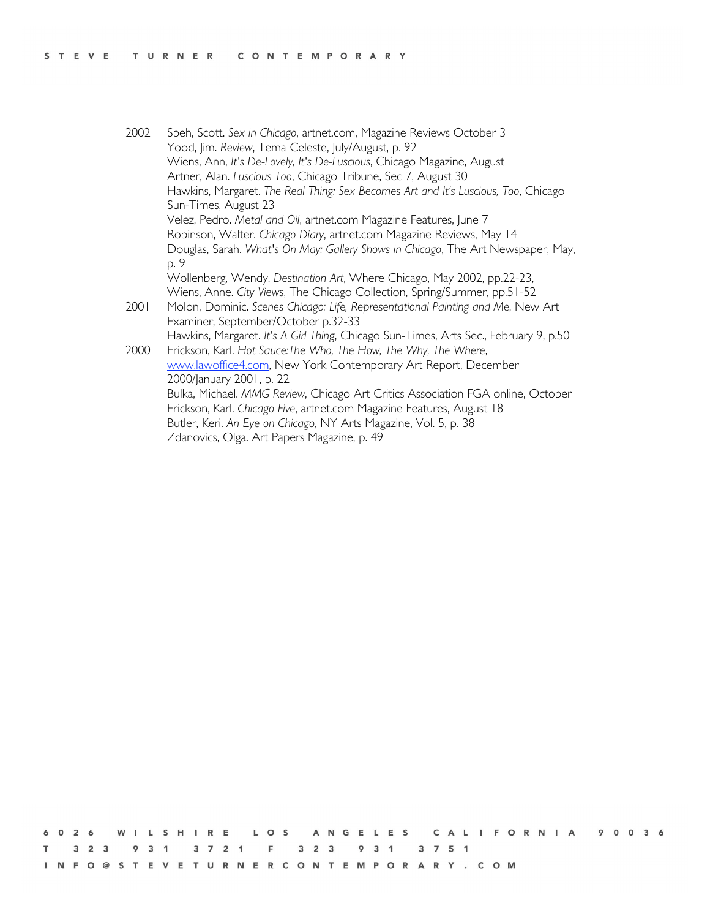2002 Speh, Scott. *Sex in Chicago*, artnet.com, Magazine Reviews October 3
Yood, Jim. *Review*, Tema Celeste, July/August, p. 92
Wiens, Ann, *It's De-Lovely, It's De-Luscious*, Chicago Magazine, August
Artner, Alan. *Luscious Too*, Chicago Tribune, Sec 7, August 30
Hawkins, Margaret. *The Real Thing: Sex Becomes Art and It's Luscious, Too*, Chicago Sun-Times, August 23
Velez, Pedro. *Metal and Oil*, artnet.com Magazine Features, June 7
Robinson, Walter. *Chicago Diary*, artnet.com Magazine Reviews, May 14
Douglas, Sarah. *What's On May: Gallery Shows in Chicago*, The Art Newspaper, May, p. 9
Wollenberg, Wendy. *Destination Art*, Where Chicago, May 2002, pp.22-23,
Wiens, Anne. *City Views*, The Chicago Collection, Spring/Summer, pp.51-52

2001 Molon, Dominic. *Scenes Chicago: Life, Representational Painting and Me*, New Art Examiner, September/October p.32-33
Hawkins, Margaret. *It's A Girl Thing*, Chicago Sun-Times, Arts Sec., February 9, p.50

2000 Erickson, Karl. *Hot Sauce:The Who, The How, The Why, The Where*, www.lawoffice4.com, New York Contemporary Art Report, December 2000/January 2001, p. 22
Bulka, Michael. *MMG Review*, Chicago Art Critics Association FGA online, October
Erickson, Karl. *Chicago Five*, artnet.com Magazine Features, August 18
Butler, Keri. *An Eye on Chicago*, NY Arts Magazine, Vol. 5, p. 38
Zdanovics, Olga. Art Papers Magazine, p. 49